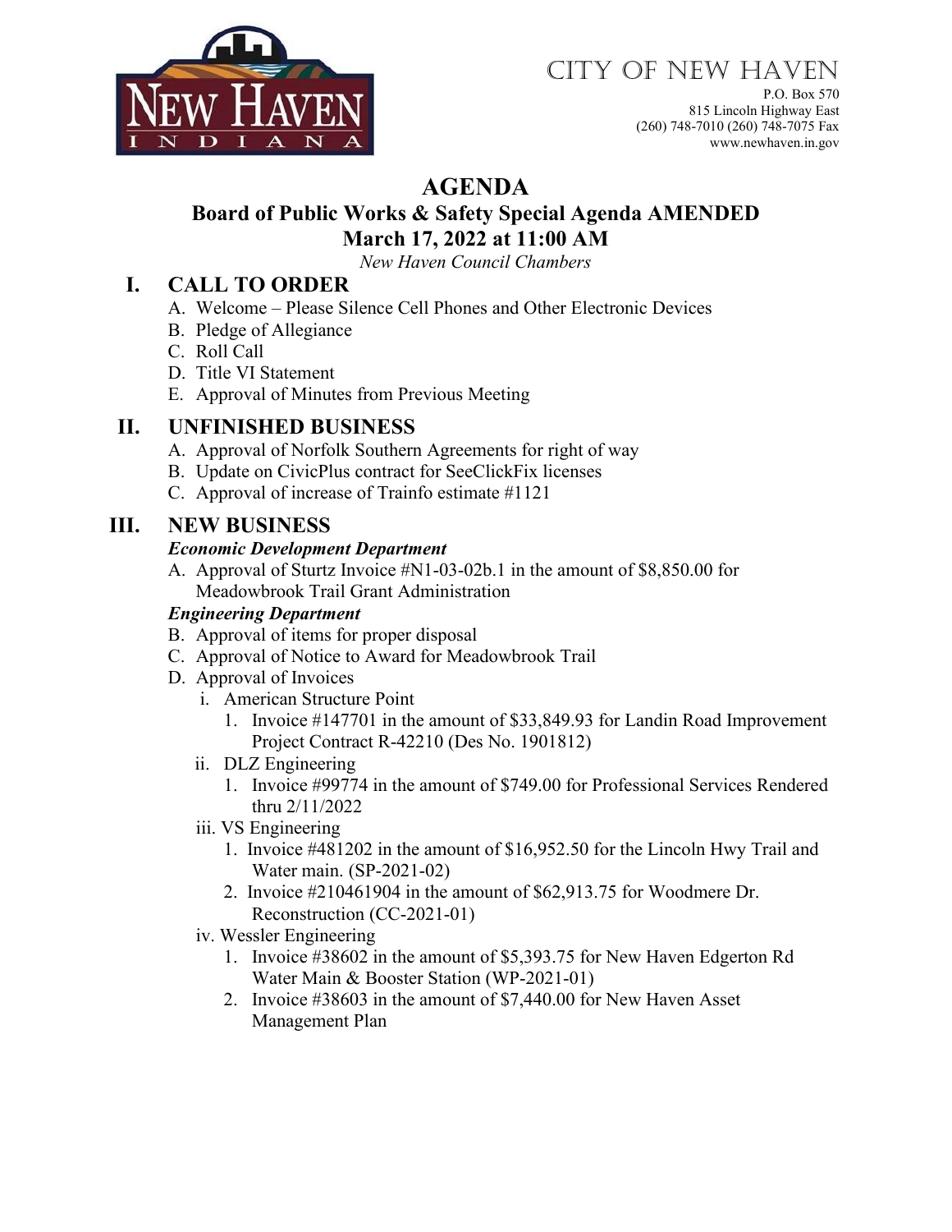CITY OF NEW HAVEN

P.O. Box 570
815 Lincoln Highway East
(260) 748-7010 (260) 748-7075 Fax
www.newhaven.in.gov

# AGENDA

## Board of Public Works & Safety Special Agenda AMENDED
## March 17, 2022 at 11:00 AM

*New Haven Council Chambers*

## I. CALL TO ORDER

A. Welcome – Please Silence Cell Phones and Other Electronic Devices
B. Pledge of Allegiance
C. Roll Call
D. Title VI Statement
E. Approval of Minutes from Previous Meeting

## II. UNFINISHED BUSINESS

A. Approval of Norfolk Southern Agreements for right of way
B. Update on CivicPlus contract for SeeClickFix licenses
C. Approval of increase of Trainfo estimate #1121

## III. NEW BUSINESS

***Economic Development Department***

A. Approval of Sturtz Invoice #N1-03-02b.1 in the amount of $8,850.00 for Meadowbrook Trail Grant Administration

***Engineering Department***

B. Approval of items for proper disposal
C. Approval of Notice to Award for Meadowbrook Trail
D. Approval of Invoices
   - i. American Structure Point
     1. Invoice #147701 in the amount of $33,849.93 for Landin Road Improvement Project Contract R-42210 (Des No. 1901812)
   - ii. DLZ Engineering
     1. Invoice #99774 in the amount of $749.00 for Professional Services Rendered thru 2/11/2022
   - iii. VS Engineering
     1. Invoice #481202 in the amount of $16,952.50 for the Lincoln Hwy Trail and Water main. (SP-2021-02)
     2. Invoice #210461904 in the amount of $62,913.75 for Woodmere Dr. Reconstruction (CC-2021-01)
   - iv. Wessler Engineering
     1. Invoice #38602 in the amount of $5,393.75 for New Haven Edgerton Rd Water Main & Booster Station (WP-2021-01)
     2. Invoice #38603 in the amount of $7,440.00 for New Haven Asset Management Plan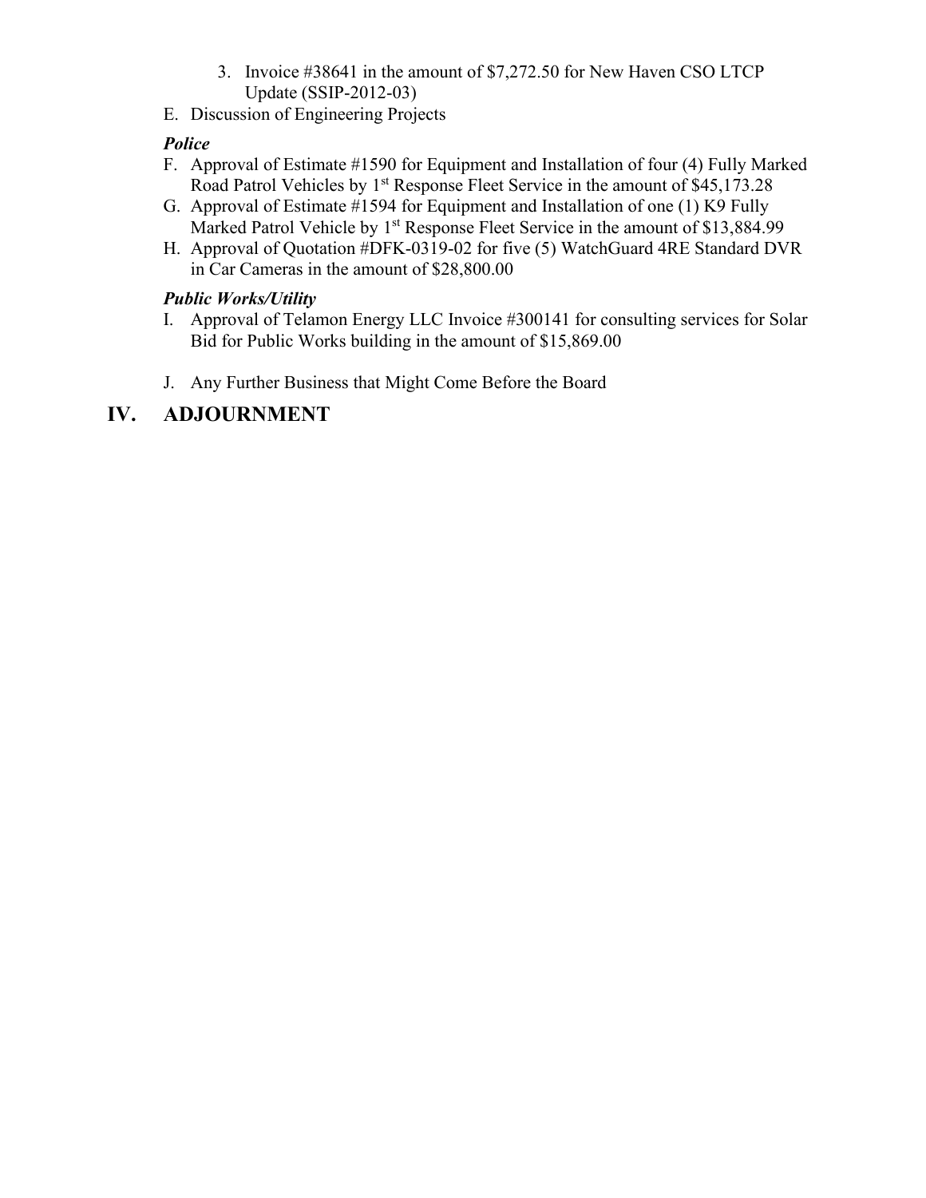3. Invoice #38641 in the amount of $7,272.50 for New Haven CSO LTCP Update (SSIP-2012-03)

E. Discussion of Engineering Projects

***Police***

F. Approval of Estimate #1590 for Equipment and Installation of four (4) Fully Marked Road Patrol Vehicles by 1st Response Fleet Service in the amount of $45,173.28

G. Approval of Estimate #1594 for Equipment and Installation of one (1) K9 Fully Marked Patrol Vehicle by 1st Response Fleet Service in the amount of $13,884.99

H. Approval of Quotation #DFK-0319-02 for five (5) WatchGuard 4RE Standard DVR in Car Cameras in the amount of $28,800.00

***Public Works/Utility***

I. Approval of Telamon Energy LLC Invoice #300141 for consulting services for Solar Bid for Public Works building in the amount of $15,869.00

J. Any Further Business that Might Come Before the Board

## IV. ADJOURNMENT